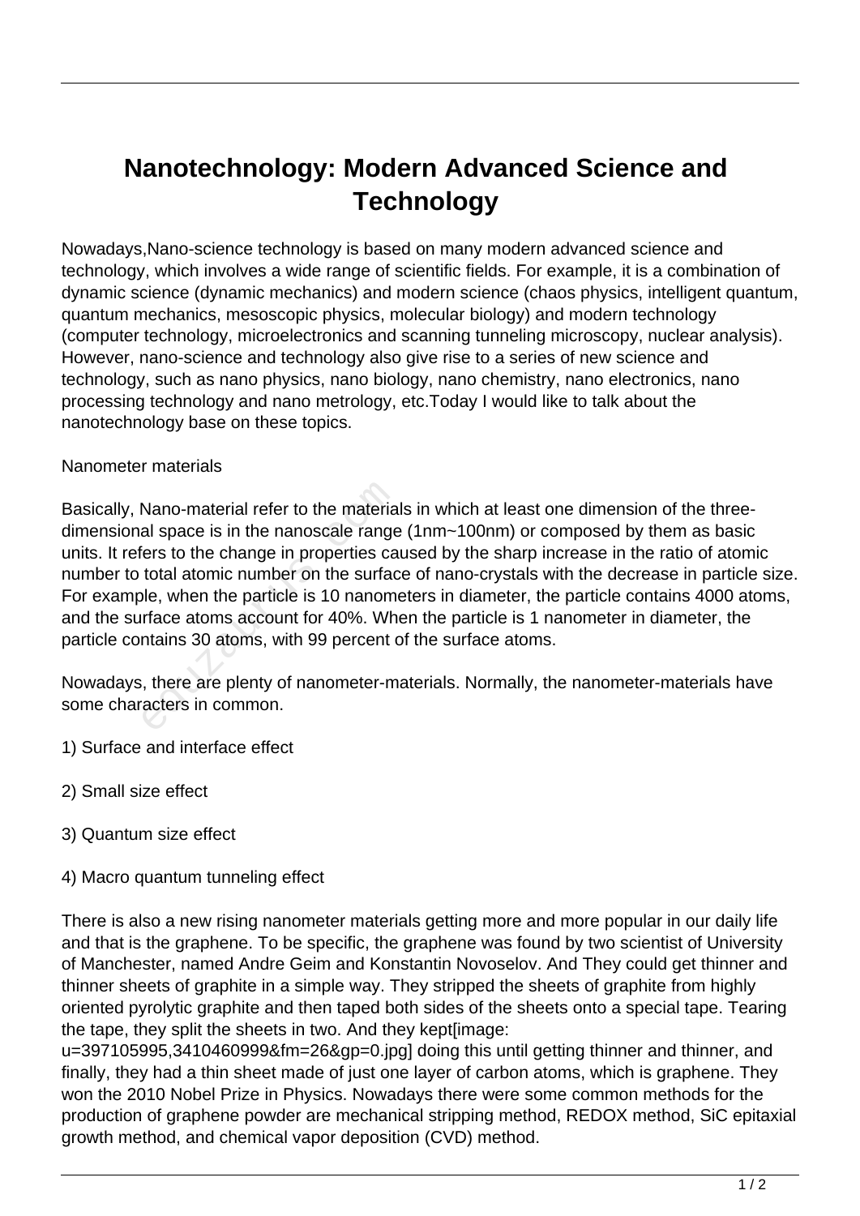# Nanotechnology: Modern Advanced Science and Technology

Nowadays,Nano-science technology is based on many modern advanced science and technology, which involves a wide range of scientific fields. For example, it is a combination of dynamic science (dynamic mechanics) and modern science (chaos physics, intelligent quantum, quantum mechanics, mesoscopic physics, molecular biology) and modern technology (computer technology, microelectronics and scanning tunneling microscopy, nuclear analysis). However, nano-science and technology also give rise to a series of new science and technology, such as nano physics, nano biology, nano chemistry, nano electronics, nano processing technology and nano metrology, etc.Today I would like to talk about the nanotechnology base on these topics.

Nanometer materials

Basically, Nano-material refer to the materials in which at least one dimension of the three-dimensional space is in the nanoscale range (1nm~100nm) or composed by them as basic units. It refers to the change in properties caused by the sharp increase in the ratio of atomic number to total atomic number on the surface of nano-crystals with the decrease in particle size. For example, when the particle is 10 nanometers in diameter, the particle contains 4000 atoms, and the surface atoms account for 40%. When the particle is 1 nanometer in diameter, the particle contains 30 atoms, with 99 percent of the surface atoms.

Nowadays, there are plenty of nanometer-materials. Normally, the nanometer-materials have some characters in common.

1) Surface and interface effect

2) Small size effect

3) Quantum size effect

4) Macro quantum tunneling effect

There is also a new rising nanometer materials getting more and more popular in our daily life and that is the graphene. To be specific, the graphene was found by two scientist of University of Manchester, named Andre Geim and Konstantin Novoselov. And They could get thinner and thinner sheets of graphite in a simple way. They stripped the sheets of graphite from highly oriented pyrolytic graphite and then taped both sides of the sheets onto a special tape. Tearing the tape, they split the sheets in two. And they kept[image: u=397105995,3410460999&fm=26&gp=0.jpg] doing this until getting thinner and thinner, and finally, they had a thin sheet made of just one layer of carbon atoms, which is graphene. They won the 2010 Nobel Prize in Physics. Nowadays there were some common methods for the production of graphene powder are mechanical stripping method, REDOX method, SiC epitaxial growth method, and chemical vapor deposition (CVD) method.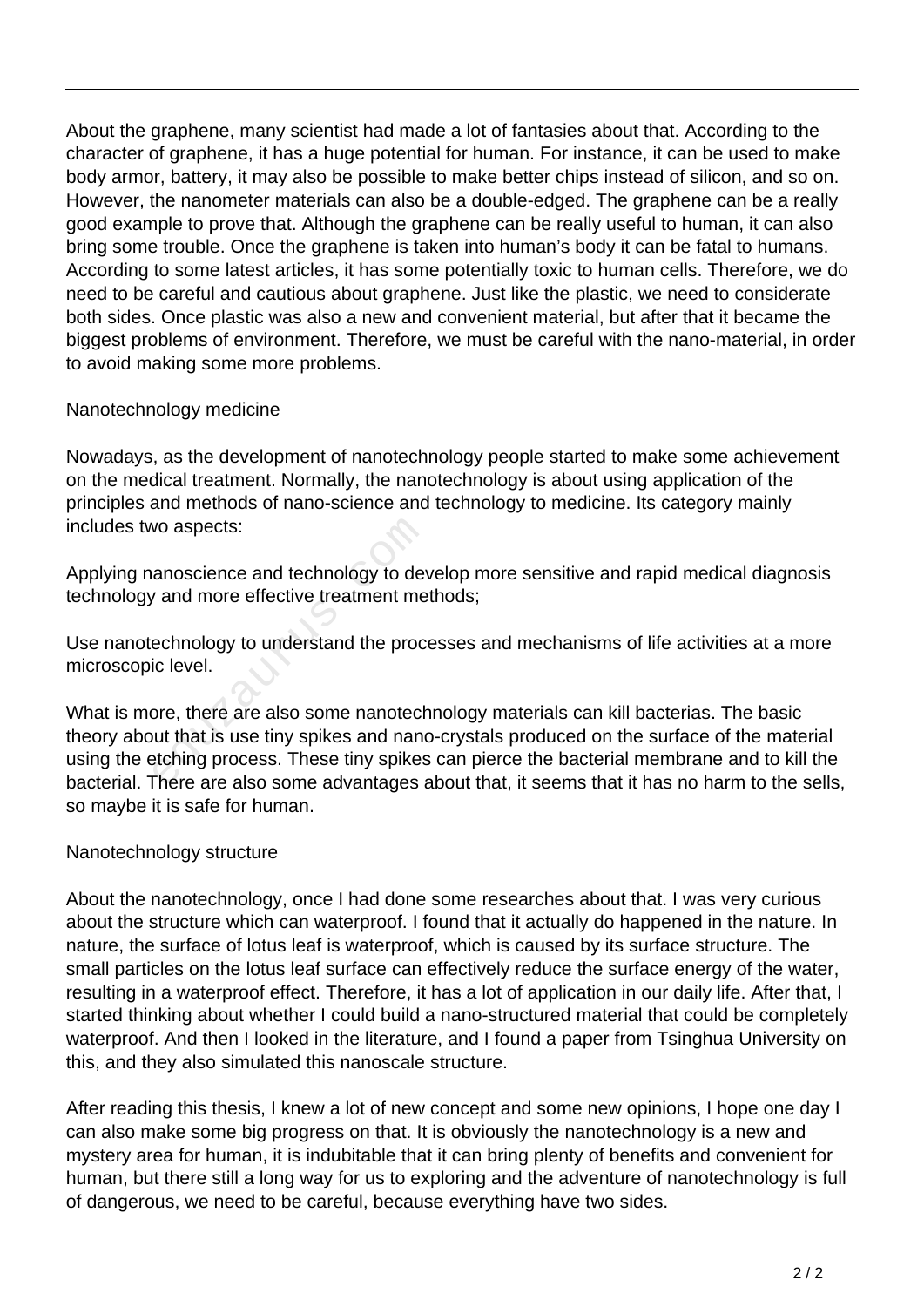About the graphene, many scientist had made a lot of fantasies about that. According to the character of graphene, it has a huge potential for human. For instance, it can be used to make body armor, battery, it may also be possible to make better chips instead of silicon, and so on. However, the nanometer materials can also be a double-edged. The graphene can be a really good example to prove that. Although the graphene can be really useful to human, it can also bring some trouble. Once the graphene is taken into human's body it can be fatal to humans. According to some latest articles, it has some potentially toxic to human cells. Therefore, we do need to be careful and cautious about graphene. Just like the plastic, we need to considerate both sides. Once plastic was also a new and convenient material, but after that it became the biggest problems of environment. Therefore, we must be careful with the nano-material, in order to avoid making some more problems.

## Nanotechnology medicine

Nowadays, as the development of nanotechnology people started to make some achievement on the medical treatment. Normally, the nanotechnology is about using application of the principles and methods of nano-science and technology to medicine. Its category mainly includes two aspects:

Applying nanoscience and technology to develop more sensitive and rapid medical diagnosis technology and more effective treatment methods;

Use nanotechnology to understand the processes and mechanisms of life activities at a more microscopic level.

What is more, there are also some nanotechnology materials can kill bacterias. The basic theory about that is use tiny spikes and nano-crystals produced on the surface of the material using the etching process. These tiny spikes can pierce the bacterial membrane and to kill the bacterial. There are also some advantages about that, it seems that it has no harm to the sells, so maybe it is safe for human.

## Nanotechnology structure

About the nanotechnology, once I had done some researches about that. I was very curious about the structure which can waterproof. I found that it actually do happened in the nature. In nature, the surface of lotus leaf is waterproof, which is caused by its surface structure. The small particles on the lotus leaf surface can effectively reduce the surface energy of the water, resulting in a waterproof effect. Therefore, it has a lot of application in our daily life. After that, I started thinking about whether I could build a nano-structured material that could be completely waterproof. And then I looked in the literature, and I found a paper from Tsinghua University on this, and they also simulated this nanoscale structure.

After reading this thesis, I knew a lot of new concept and some new opinions, I hope one day I can also make some big progress on that. It is obviously the nanotechnology is a new and mystery area for human, it is indubitable that it can bring plenty of benefits and convenient for human, but there still a long way for us to exploring and the adventure of nanotechnology is full of dangerous, we need to be careful, because everything have two sides.